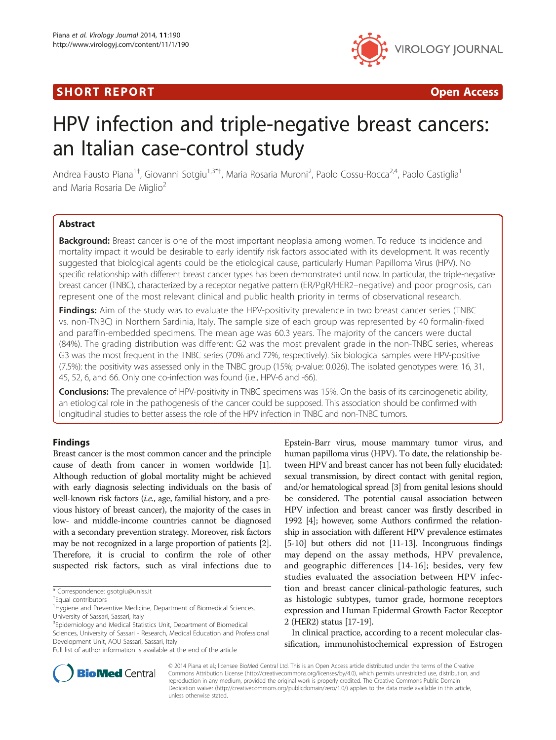SHORT REPORT

Open Access

# HPV infection and triple-negative breast cancers: an Italian case-control study

Andrea Fausto Piana[1†], Giovanni Sotgiu[1,3*†], Maria Rosaria Muroni[2], Paolo Cossu-Rocca[2,4], Paolo Castiglia[1] and Maria Rosaria De Miglio[2]

## Abstract

**Background:** Breast cancer is one of the most important neoplasia among women. To reduce its incidence and mortality impact it would be desirable to early identify risk factors associated with its development. It was recently suggested that biological agents could be the etiological cause, particularly Human Papilloma Virus (HPV). No specific relationship with different breast cancer types has been demonstrated until now. In particular, the triple-negative breast cancer (TNBC), characterized by a receptor negative pattern (ER/PgR/HER2–negative) and poor prognosis, can represent one of the most relevant clinical and public health priority in terms of observational research.

**Findings:** Aim of the study was to evaluate the HPV-positivity prevalence in two breast cancer series (TNBC vs. non-TNBC) in Northern Sardinia, Italy. The sample size of each group was represented by 40 formalin-fixed and paraffin-embedded specimens. The mean age was 60.3 years. The majority of the cancers were ductal (84%). The grading distribution was different: G2 was the most prevalent grade in the non-TNBC series, whereas G3 was the most frequent in the TNBC series (70% and 72%, respectively). Six biological samples were HPV-positive (7.5%): the positivity was assessed only in the TNBC group (15%; p-value: 0.026). The isolated genotypes were: 16, 31, 45, 52, 6, and 66. Only one co-infection was found (i.e., HPV-6 and -66).

**Conclusions:** The prevalence of HPV-positivity in TNBC specimens was 15%. On the basis of its carcinogenetic ability, an etiological role in the pathogenesis of the cancer could be supposed. This association should be confirmed with longitudinal studies to better assess the role of the HPV infection in TNBC and non-TNBC tumors.

## Findings

Breast cancer is the most common cancer and the principle cause of death from cancer in women worldwide [1]. Although reduction of global mortality might be achieved with early diagnosis selecting individuals on the basis of well-known risk factors (*i.e.*, age, familial history, and a previous history of breast cancer), the majority of the cases in low- and middle-income countries cannot be diagnosed with a secondary prevention strategy. Moreover, risk factors may be not recognized in a large proportion of patients [2]. Therefore, it is crucial to confirm the role of other suspected risk factors, such as viral infections due to Epstein-Barr virus, mouse mammary tumor virus, and human papilloma virus (HPV). To date, the relationship between HPV and breast cancer has not been fully elucidated: sexual transmission, by direct contact with genital region, and/or hematological spread [3] from genital lesions should be considered. The potential causal association between HPV infection and breast cancer was firstly described in 1992 [4]; however, some Authors confirmed the relationship in association with different HPV prevalence estimates [5-10] but others did not [11-13]. Incongruous findings may depend on the assay methods, HPV prevalence, and geographic differences [14-16]; besides, very few studies evaluated the association between HPV infection and breast cancer clinical-pathologic features, such as histologic subtypes, tumor grade, hormone receptors expression and Human Epidermal Growth Factor Receptor 2 (HER2) status [17-19].

In clinical practice, according to a recent molecular classification, immunohistochemical expression of Estrogen

* Correspondence: gsotgiu@uniss.it
†Equal contributors
[1]Hygiene and Preventive Medicine, Department of Biomedical Sciences, University of Sassari, Sassari, Italy
[3]Epidemiology and Medical Statistics Unit, Department of Biomedical Sciences, University of Sassari - Research, Medical Education and Professional Development Unit, AOU Sassari, Sassari, Italy
Full list of author information is available at the end of the article

© 2014 Piana et al.; licensee BioMed Central Ltd. This is an Open Access article distributed under the terms of the Creative Commons Attribution License (http://creativecommons.org/licenses/by/4.0), which permits unrestricted use, distribution, and reproduction in any medium, provided the original work is properly credited. The Creative Commons Public Domain Dedication waiver (http://creativecommons.org/publicdomain/zero/1.0/) applies to the data made available in this article, unless otherwise stated.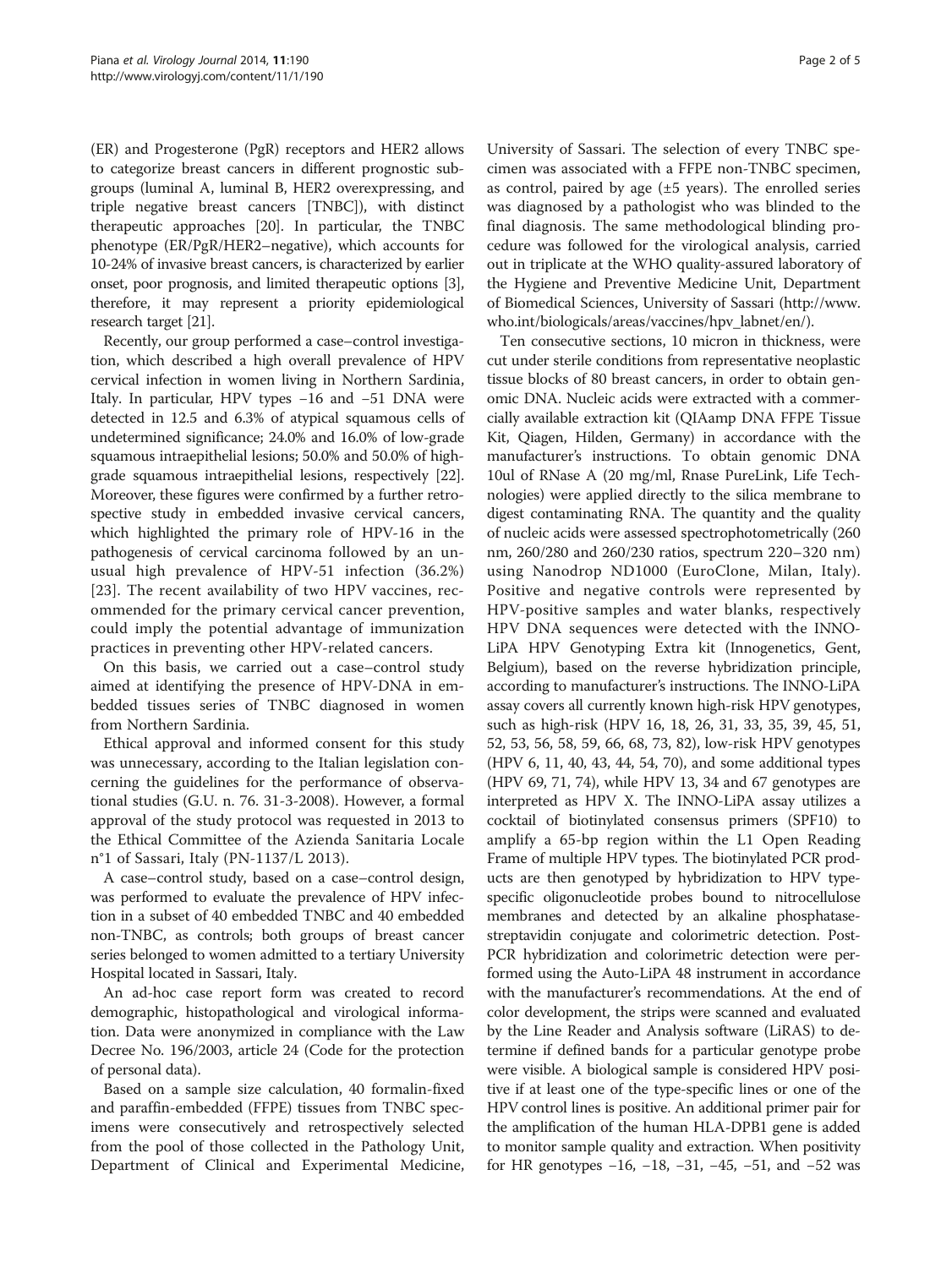(ER) and Progesterone (PgR) receptors and HER2 allows to categorize breast cancers in different prognostic subgroups (luminal A, luminal B, HER2 overexpressing, and triple negative breast cancers [TNBC]), with distinct therapeutic approaches [20]. In particular, the TNBC phenotype (ER/PgR/HER2–negative), which accounts for 10-24% of invasive breast cancers, is characterized by earlier onset, poor prognosis, and limited therapeutic options [3], therefore, it may represent a priority epidemiological research target [21].

Recently, our group performed a case–control investigation, which described a high overall prevalence of HPV cervical infection in women living in Northern Sardinia, Italy. In particular, HPV types −16 and −51 DNA were detected in 12.5 and 6.3% of atypical squamous cells of undetermined significance; 24.0% and 16.0% of low-grade squamous intraepithelial lesions; 50.0% and 50.0% of high-grade squamous intraepithelial lesions, respectively [22]. Moreover, these figures were confirmed by a further retrospective study in embedded invasive cervical cancers, which highlighted the primary role of HPV-16 in the pathogenesis of cervical carcinoma followed by an unusual high prevalence of HPV-51 infection (36.2%) [23]. The recent availability of two HPV vaccines, recommended for the primary cervical cancer prevention, could imply the potential advantage of immunization practices in preventing other HPV-related cancers.

On this basis, we carried out a case–control study aimed at identifying the presence of HPV-DNA in embedded tissues series of TNBC diagnosed in women from Northern Sardinia.

Ethical approval and informed consent for this study was unnecessary, according to the Italian legislation concerning the guidelines for the performance of observational studies (G.U. n. 76. 31-3-2008). However, a formal approval of the study protocol was requested in 2013 to the Ethical Committee of the Azienda Sanitaria Locale n°1 of Sassari, Italy (PN-1137/L 2013).

A case–control study, based on a case–control design, was performed to evaluate the prevalence of HPV infection in a subset of 40 embedded TNBC and 40 embedded non-TNBC, as controls; both groups of breast cancer series belonged to women admitted to a tertiary University Hospital located in Sassari, Italy.

An ad-hoc case report form was created to record demographic, histopathological and virological information. Data were anonymized in compliance with the Law Decree No. 196/2003, article 24 (Code for the protection of personal data).

Based on a sample size calculation, 40 formalin-fixed and paraffin-embedded (FFPE) tissues from TNBC specimens were consecutively and retrospectively selected from the pool of those collected in the Pathology Unit, Department of Clinical and Experimental Medicine, University of Sassari. The selection of every TNBC specimen was associated with a FFPE non-TNBC specimen, as control, paired by age (±5 years). The enrolled series was diagnosed by a pathologist who was blinded to the final diagnosis. The same methodological blinding procedure was followed for the virological analysis, carried out in triplicate at the WHO quality-assured laboratory of the Hygiene and Preventive Medicine Unit, Department of Biomedical Sciences, University of Sassari (http://www.who.int/biologicals/areas/vaccines/hpv_labnet/en/).

Ten consecutive sections, 10 micron in thickness, were cut under sterile conditions from representative neoplastic tissue blocks of 80 breast cancers, in order to obtain genomic DNA. Nucleic acids were extracted with a commercially available extraction kit (QIAamp DNA FFPE Tissue Kit, Qiagen, Hilden, Germany) in accordance with the manufacturer's instructions. To obtain genomic DNA 10ul of RNase A (20 mg/ml, Rnase PureLink, Life Technologies) were applied directly to the silica membrane to digest contaminating RNA. The quantity and the quality of nucleic acids were assessed spectrophotometrically (260 nm, 260/280 and 260/230 ratios, spectrum 220–320 nm) using Nanodrop ND1000 (EuroClone, Milan, Italy). Positive and negative controls were represented by HPV-positive samples and water blanks, respectively HPV DNA sequences were detected with the INNO-LiPA HPV Genotyping Extra kit (Innogenetics, Gent, Belgium), based on the reverse hybridization principle, according to manufacturer's instructions. The INNO-LiPA assay covers all currently known high-risk HPV genotypes, such as high-risk (HPV 16, 18, 26, 31, 33, 35, 39, 45, 51, 52, 53, 56, 58, 59, 66, 68, 73, 82), low-risk HPV genotypes (HPV 6, 11, 40, 43, 44, 54, 70), and some additional types (HPV 69, 71, 74), while HPV 13, 34 and 67 genotypes are interpreted as HPV X. The INNO-LiPA assay utilizes a cocktail of biotinylated consensus primers (SPF10) to amplify a 65-bp region within the L1 Open Reading Frame of multiple HPV types. The biotinylated PCR products are then genotyped by hybridization to HPV type-specific oligonucleotide probes bound to nitrocellulose membranes and detected by an alkaline phosphatase-streptavidin conjugate and colorimetric detection. Post-PCR hybridization and colorimetric detection were performed using the Auto-LiPA 48 instrument in accordance with the manufacturer's recommendations. At the end of color development, the strips were scanned and evaluated by the Line Reader and Analysis software (LiRAS) to determine if defined bands for a particular genotype probe were visible. A biological sample is considered HPV positive if at least one of the type-specific lines or one of the HPV control lines is positive. An additional primer pair for the amplification of the human HLA-DPB1 gene is added to monitor sample quality and extraction. When positivity for HR genotypes −16, −18, −31, −45, −51, and −52 was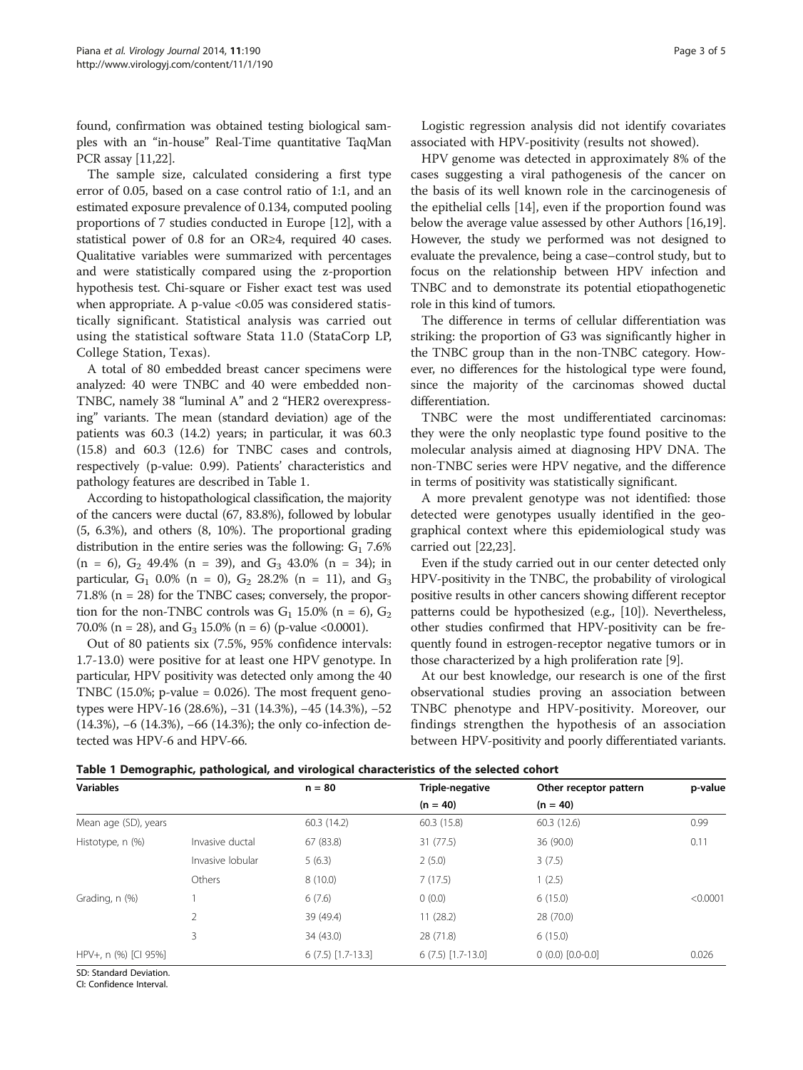found, confirmation was obtained testing biological samples with an "in-house" Real-Time quantitative TaqMan PCR assay [11,22].

The sample size, calculated considering a first type error of 0.05, based on a case control ratio of 1:1, and an estimated exposure prevalence of 0.134, computed pooling proportions of 7 studies conducted in Europe [12], with a statistical power of 0.8 for an OR≥4, required 40 cases. Qualitative variables were summarized with percentages and were statistically compared using the z-proportion hypothesis test. Chi-square or Fisher exact test was used when appropriate. A p-value <0.05 was considered statistically significant. Statistical analysis was carried out using the statistical software Stata 11.0 (StataCorp LP, College Station, Texas).

A total of 80 embedded breast cancer specimens were analyzed: 40 were TNBC and 40 were embedded non-TNBC, namely 38 "luminal A" and 2 "HER2 overexpressing" variants. The mean (standard deviation) age of the patients was 60.3 (14.2) years; in particular, it was 60.3 (15.8) and 60.3 (12.6) for TNBC cases and controls, respectively (p-value: 0.99). Patients' characteristics and pathology features are described in Table 1.

According to histopathological classification, the majority of the cancers were ductal (67, 83.8%), followed by lobular (5, 6.3%), and others (8, 10%). The proportional grading distribution in the entire series was the following: $G_1$ 7.6% (n = 6), $G_2$ 49.4% (n = 39), and $G_3$ 43.0% (n = 34); in particular, $G_1$ 0.0% (n = 0), $G_2$ 28.2% (n = 11), and $G_3$ 71.8% (n = 28) for the TNBC cases; conversely, the proportion for the non-TNBC controls was $G_1$ 15.0% (n = 6), $G_2$ 70.0% (n = 28), and $G_3$ 15.0% (n = 6) (p-value <0.0001).

Out of 80 patients six (7.5%, 95% confidence intervals: 1.7-13.0) were positive for at least one HPV genotype. In particular, HPV positivity was detected only among the 40 TNBC (15.0%; p-value = 0.026). The most frequent genotypes were HPV-16 (28.6%), −31 (14.3%), −45 (14.3%), −52 (14.3%), −6 (14.3%), −66 (14.3%); the only co-infection detected was HPV-6 and HPV-66.

Logistic regression analysis did not identify covariates associated with HPV-positivity (results not showed).

HPV genome was detected in approximately 8% of the cases suggesting a viral pathogenesis of the cancer on the basis of its well known role in the carcinogenesis of the epithelial cells [14], even if the proportion found was below the average value assessed by other Authors [16,19]. However, the study we performed was not designed to evaluate the prevalence, being a case–control study, but to focus on the relationship between HPV infection and TNBC and to demonstrate its potential etiopathogenetic role in this kind of tumors.

The difference in terms of cellular differentiation was striking: the proportion of G3 was significantly higher in the TNBC group than in the non-TNBC category. However, no differences for the histological type were found, since the majority of the carcinomas showed ductal differentiation.

TNBC were the most undifferentiated carcinomas: they were the only neoplastic type found positive to the molecular analysis aimed at diagnosing HPV DNA. The non-TNBC series were HPV negative, and the difference in terms of positivity was statistically significant.

A more prevalent genotype was not identified: those detected were genotypes usually identified in the geographical context where this epidemiological study was carried out [22,23].

Even if the study carried out in our center detected only HPV-positivity in the TNBC, the probability of virological positive results in other cancers showing different receptor patterns could be hypothesized (e.g., [10]). Nevertheless, other studies confirmed that HPV-positivity can be frequently found in estrogen-receptor negative tumors or in those characterized by a high proliferation rate [9].

At our best knowledge, our research is one of the first observational studies proving an association between TNBC phenotype and HPV-positivity. Moreover, our findings strengthen the hypothesis of an association between HPV-positivity and poorly differentiated variants.

**Table 1 Demographic, pathological, and virological characteristics of the selected cohort**

| Variables | | n = 80 | Triple-negative (n = 40) | Other receptor pattern (n = 40) | p-value |
|---|---|---|---|---|---|
| Mean age (SD), years | | 60.3 (14.2) | 60.3 (15.8) | 60.3 (12.6) | 0.99 |
| Histotype, n (%) | Invasive ductal | 67 (83.8) | 31 (77.5) | 36 (90.0) | 0.11 |
| | Invasive lobular | 5 (6.3) | 2 (5.0) | 3 (7.5) | |
| | Others | 8 (10.0) | 7 (17.5) | 1 (2.5) | |
| Grading, n (%) | 1 | 6 (7.6) | 0 (0.0) | 6 (15.0) | <0.0001 |
| | 2 | 39 (49.4) | 11 (28.2) | 28 (70.0) | |
| | 3 | 34 (43.0) | 28 (71.8) | 6 (15.0) | |
| HPV+, n (%) [CI 95%] | | 6 (7.5) [1.7-13.3] | 6 (7.5) [1.7-13.0] | 0 (0.0) [0.0-0.0] | 0.026 |

SD: Standard Deviation.
CI: Confidence Interval.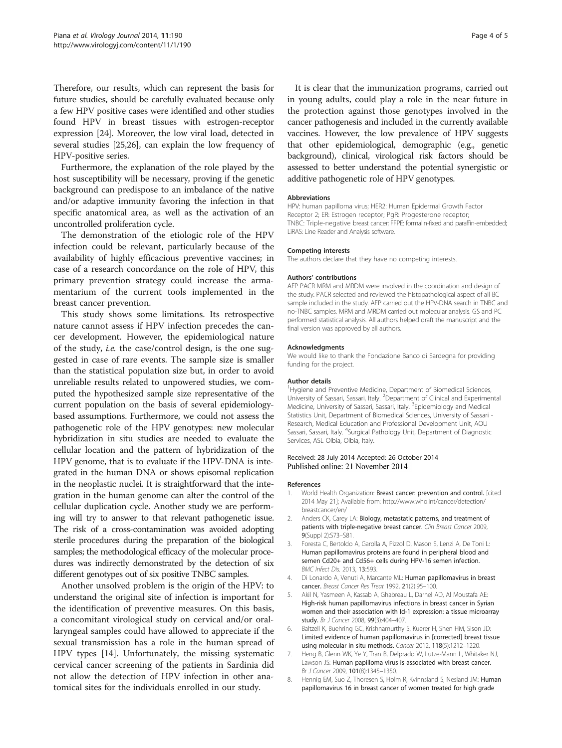Therefore, our results, which can represent the basis for future studies, should be carefully evaluated because only a few HPV positive cases were identified and other studies found HPV in breast tissues with estrogen-receptor expression [24]. Moreover, the low viral load, detected in several studies [25,26], can explain the low frequency of HPV-positive series.

Furthermore, the explanation of the role played by the host susceptibility will be necessary, proving if the genetic background can predispose to an imbalance of the native and/or adaptive immunity favoring the infection in that specific anatomical area, as well as the activation of an uncontrolled proliferation cycle.

The demonstration of the etiologic role of the HPV infection could be relevant, particularly because of the availability of highly efficacious preventive vaccines; in case of a research concordance on the role of HPV, this primary prevention strategy could increase the armamentarium of the current tools implemented in the breast cancer prevention.

This study shows some limitations. Its retrospective nature cannot assess if HPV infection precedes the cancer development. However, the epidemiological nature of the study, *i.e.* the case/control design, is the one suggested in case of rare events. The sample size is smaller than the statistical population size but, in order to avoid unreliable results related to unpowered studies, we computed the hypothesized sample size representative of the current population on the basis of several epidemiology-based assumptions. Furthermore, we could not assess the pathogenetic role of the HPV genotypes: new molecular hybridization in situ studies are needed to evaluate the cellular location and the pattern of hybridization of the HPV genome, that is to evaluate if the HPV-DNA is integrated in the human DNA or shows episomal replication in the neoplastic nuclei. It is straightforward that the integration in the human genome can alter the control of the cellular duplication cycle. Another study we are performing will try to answer to that relevant pathogenetic issue. The risk of a cross-contamination was avoided adopting sterile procedures during the preparation of the biological samples; the methodological efficacy of the molecular procedures was indirectly demonstrated by the detection of six different genotypes out of six positive TNBC samples.

Another unsolved problem is the origin of the HPV: to understand the original site of infection is important for the identification of preventive measures. On this basis, a concomitant virological study on cervical and/or oral-laryngeal samples could have allowed to appreciate if the sexual transmission has a role in the human spread of HPV types [14]. Unfortunately, the missing systematic cervical cancer screening of the patients in Sardinia did not allow the detection of HPV infection in other anatomical sites for the individuals enrolled in our study.

It is clear that the immunization programs, carried out in young adults, could play a role in the near future in the protection against those genotypes involved in the cancer pathogenesis and included in the currently available vaccines. However, the low prevalence of HPV suggests that other epidemiological, demographic (e.g., genetic background), clinical, virological risk factors should be assessed to better understand the potential synergistic or additive pathogenetic role of HPV genotypes.

#### Abbreviations

HPV: human papilloma virus; HER2: Human Epidermal Growth Factor Receptor 2; ER: Estrogen receptor; PgR: Progesterone receptor; TNBC: Triple-negative breast cancer; FFPE: formalin-fixed and paraffin-embedded; LiRAS: Line Reader and Analysis software.

#### Competing interests

The authors declare that they have no competing interests.

#### Authors' contributions

AFP PACR MRM and MRDM were involved in the coordination and design of the study. PACR selected and reviewed the histopathological aspect of all BC sample included in the study. AFP carried out the HPV-DNA search in TNBC and no-TNBC samples. MRM and MRDM carried out molecular analysis. GS and PC performed statistical analysis. All authors helped draft the manuscript and the final version was approved by all authors.

#### Acknowledgments

We would like to thank the Fondazione Banco di Sardegna for providing funding for the project.

#### Author details

[1]Hygiene and Preventive Medicine, Department of Biomedical Sciences, University of Sassari, Sassari, Italy. [2]Department of Clinical and Experimental Medicine, University of Sassari, Sassari, Italy. [3]Epidemiology and Medical Statistics Unit, Department of Biomedical Sciences, University of Sassari - Research, Medical Education and Professional Development Unit, AOU Sassari, Sassari, Italy. [4]Surgical Pathology Unit, Department of Diagnostic Services, ASL Olbia, Olbia, Italy.

Received: 28 July 2014 Accepted: 26 October 2014
Published online: 21 November 2014

#### References

1. World Health Organization: **Breast cancer: prevention and control.** [cited 2014 May 21]; Available from: http://www.who.int/cancer/detection/breastcancer/en/
2. Anders CK, Carey LA: **Biology, metastatic patterns, and treatment of patients with triple-negative breast cancer.** *Clin Breast Cancer* 2009, **9**(Suppl 2):S73–S81.
3. Foresta C, Bertoldo A, Garolla A, Pizzol D, Mason S, Lenzi A, De Toni L: **Human papillomavirus proteins are found in peripheral blood and semen Cd20+ and Cd56+ cells during HPV-16 semen infection.** *BMC Infect Dis.* 2013, **13**:593.
4. Di Lonardo A, Venuti A, Marcante ML: **Human papillomavirus in breast cancer.** *Breast Cancer Res Treat* 1992, **21**(2):95–100.
5. Akil N, Yasmeen A, Kassab A, Ghabreau L, Darnel AD, Al Moustafa AE: **High-risk human papillomavirus infections in breast cancer in Syrian women and their association with Id-1 expression: a tissue microarray study.** *Br J Cancer* 2008, **99**(3):404–407.
6. Baltzell K, Buehring GC, Krishnamurthy S, Kuerer H, Shen HM, Sison JD: **Limited evidence of human papillomavirus in [corrected] breast tissue using molecular in situ methods.** *Cancer* 2012, **118**(5):1212–1220.
7. Heng B, Glenn WK, Ye Y, Tran B, Delprado W, Lutze-Mann L, Whitaker NJ, Lawson JS: **Human papilloma virus is associated with breast cancer.** *Br J Cancer* 2009, **101**(8):1345–1350.
8. Hennig EM, Suo Z, Thoresen S, Holm R, Kvinnsland S, Nesland JM: **Human papillomavirus 16 in breast cancer of women treated for high grade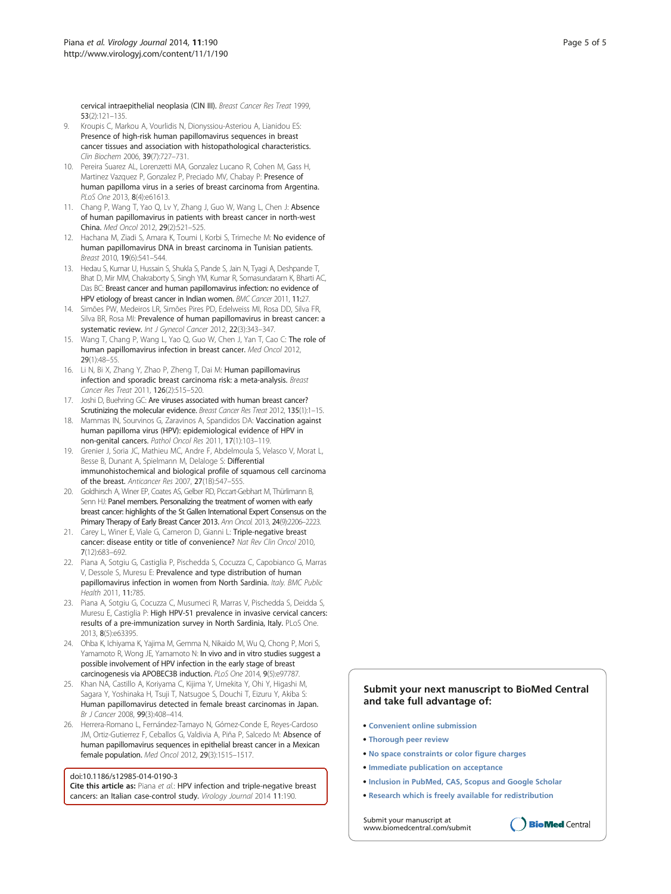cervical intraepithelial neoplasia (CIN III). *Breast Cancer Res Treat* 1999, **53**(2):121–135.

9. Kroupis C, Markou A, Vourlidis N, Dionyssiou-Asteriou A, Lianidou ES: **Presence of high-risk human papillomavirus sequences in breast cancer tissues and association with histopathological characteristics.** *Clin Biochem* 2006, **39**(7):727–731.
10. Pereira Suarez AL, Lorenzetti MA, Gonzalez Lucano R, Cohen M, Gass H, Martinez Vazquez P, Gonzalez P, Preciado MV, Chabay P: **Presence of human papilloma virus in a series of breast carcinoma from Argentina.** *PLoS One* 2013, **8**(4):e61613.
11. Chang P, Wang T, Yao Q, Lv Y, Zhang J, Guo W, Wang L, Chen J: **Absence of human papillomavirus in patients with breast cancer in north-west China.** *Med Oncol* 2012, **29**(2):521–525.
12. Hachana M, Ziadi S, Amara K, Toumi I, Korbi S, Trimeche M: **No evidence of human papillomavirus DNA in breast carcinoma in Tunisian patients.** *Breast* 2010, **19**(6):541–544.
13. Hedau S, Kumar U, Hussain S, Shukla S, Pande S, Jain N, Tyagi A, Deshpande T, Bhat D, Mir MM, Chakraborty S, Singh YM, Kumar R, Somasundaram K, Bharti AC, Das BC: **Breast cancer and human papillomavirus infection: no evidence of HPV etiology of breast cancer in Indian women.** *BMC Cancer* 2011, **11**:27.
14. Simões PW, Medeiros LR, Simões Pires PD, Edelweiss MI, Rosa DD, Silva FR, Silva BR, Rosa MI: **Prevalence of human papillomavirus in breast cancer: a systematic review.** *Int J Gynecol Cancer* 2012, **22**(3):343–347.
15. Wang T, Chang P, Wang L, Yao Q, Guo W, Chen J, Yan T, Cao C: **The role of human papillomavirus infection in breast cancer.** *Med Oncol* 2012, **29**(1):48–55.
16. Li N, Bi X, Zhang Y, Zhao P, Zheng T, Dai M: **Human papillomavirus infection and sporadic breast carcinoma risk: a meta-analysis.** *Breast Cancer Res Treat* 2011, **126**(2):515–520.
17. Joshi D, Buehring GC: **Are viruses associated with human breast cancer? Scrutinizing the molecular evidence.** *Breast Cancer Res Treat* 2012, **135**(1):1–15.
18. Mammas IN, Sourvinos G, Zaravinos A, Spandidos DA: **Vaccination against human papilloma virus (HPV): epidemiological evidence of HPV in non-genital cancers.** *Pathol Oncol Res* 2011, **17**(1):103–119.
19. Grenier J, Soria JC, Mathieu MC, Andre F, Abdelmoula S, Velasco V, Morat L, Besse B, Dunant A, Spielmann M, Delaloge S: **Differential immunohistochemical and biological profile of squamous cell carcinoma of the breast.** *Anticancer Res* 2007, **27**(1B):547–555.
20. Goldhirsch A, Winer EP, Coates AS, Gelber RD, Piccart-Gebhart M, Thürlimann B, Senn HJ: **Panel members. Personalizing the treatment of women with early breast cancer: highlights of the St Gallen International Expert Consensus on the Primary Therapy of Early Breast Cancer 2013.** *Ann Oncol.* 2013, **24**(9):2206–2223.
21. Carey L, Winer E, Viale G, Cameron D, Gianni L: **Triple-negative breast cancer: disease entity or title of convenience?** *Nat Rev Clin Oncol* 2010, **7**(12):683–692.
22. Piana A, Sotgiu G, Castiglia P, Pischedda S, Cocuzza C, Capobianco G, Marras V, Dessole S, Muresu E: **Prevalence and type distribution of human papillomavirus infection in women from North Sardinia.** *Italy. BMC Public Health* 2011, **11**:785.
23. Piana A, Sotgiu G, Cocuzza C, Musumeci R, Marras V, Pischedda S, Deidda S, Muresu E, Castiglia P: **High HPV-51 prevalence in invasive cervical cancers: results of a pre-immunization survey in North Sardinia, Italy.** PLoS One. 2013, **8**(5):e63395.
24. Ohba K, Ichiyama K, Yajima M, Gemma N, Nikaido M, Wu Q, Chong P, Mori S, Yamamoto R, Wong JE, Yamamoto N: **In vivo and in vitro studies suggest a possible involvement of HPV infection in the early stage of breast carcinogenesis via APOBEC3B induction.** *PLoS One* 2014, **9**(5):e97787.
25. Khan NA, Castillo A, Koriyama C, Kijima Y, Umekita Y, Ohi Y, Higashi M, Sagara Y, Yoshinaka H, Tsuji T, Natsugoe S, Douchi T, Eizuru Y, Akiba S: **Human papillomavirus detected in female breast carcinomas in Japan.** *Br J Cancer* 2008, **99**(3):408–414.
26. Herrera-Romano L, Fernández-Tamayo N, Gómez-Conde E, Reyes-Cardoso JM, Ortiz-Gutierrez F, Ceballos G, Valdivia A, Piña P, Salcedo M: **Absence of human papillomavirus sequences in epithelial breast cancer in a Mexican female population.** *Med Oncol* 2012, **29**(3):1515–1517.

doi:10.1186/s12985-014-0190-3
**Cite this article as:** Piana *et al.*: HPV infection and triple-negative breast cancers: an Italian case-control study. *Virology Journal* 2014 **11**:190.

**Submit your next manuscript to BioMed Central and take full advantage of:**

- **Convenient online submission**
- **Thorough peer review**
- **No space constraints or color figure charges**
- **Immediate publication on acceptance**
- **Inclusion in PubMed, CAS, Scopus and Google Scholar**
- **Research which is freely available for redistribution**

Submit your manuscript at
www.biomedcentral.com/submit

BioMed Central